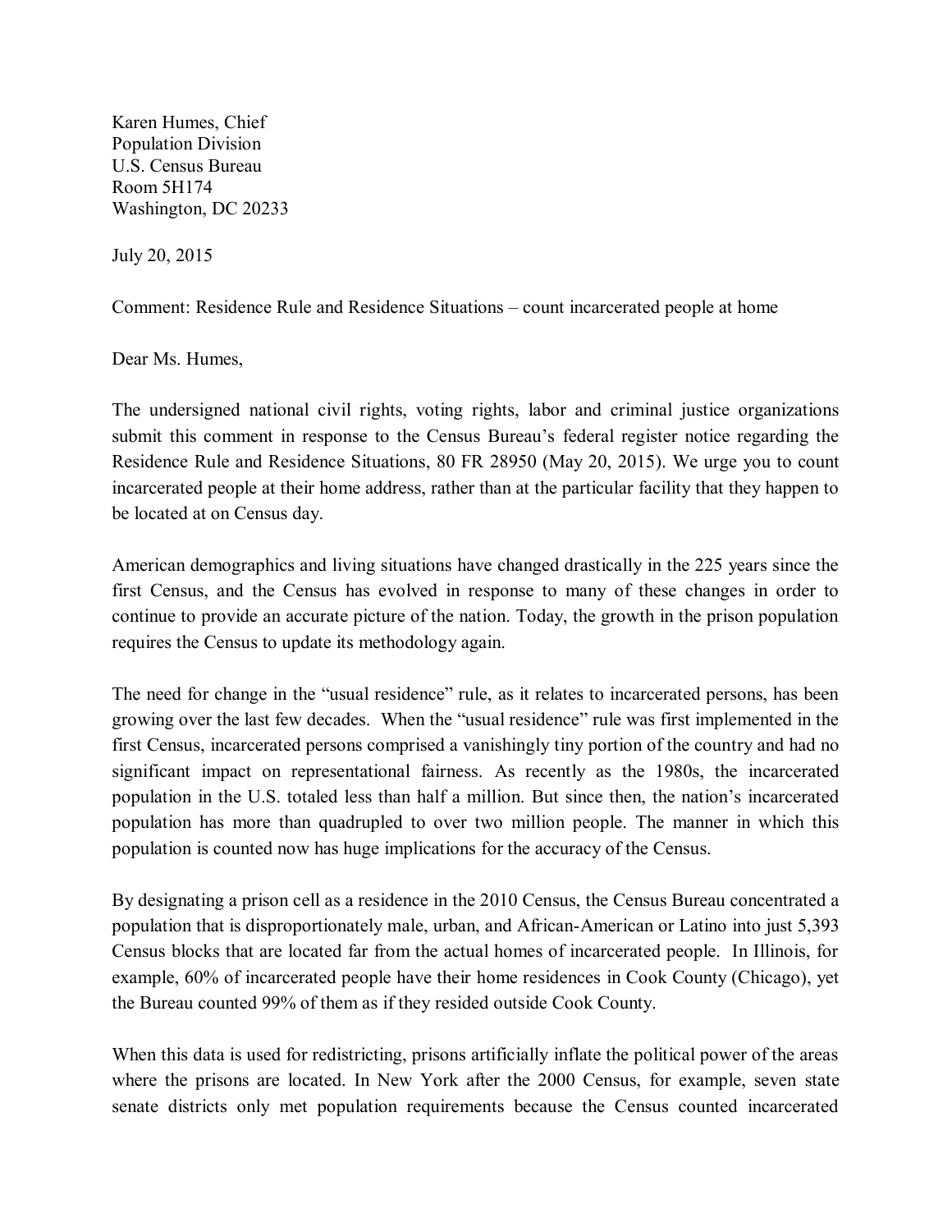Karen Humes, Chief
Population Division
U.S. Census Bureau
Room 5H174
Washington, DC 20233

July 20, 2015

Comment: Residence Rule and Residence Situations – count incarcerated people at home

Dear Ms. Humes,

The undersigned national civil rights, voting rights, labor and criminal justice organizations submit this comment in response to the Census Bureau's federal register notice regarding the Residence Rule and Residence Situations, 80 FR 28950 (May 20, 2015). We urge you to count incarcerated people at their home address, rather than at the particular facility that they happen to be located at on Census day.

American demographics and living situations have changed drastically in the 225 years since the first Census, and the Census has evolved in response to many of these changes in order to continue to provide an accurate picture of the nation. Today, the growth in the prison population requires the Census to update its methodology again.

The need for change in the "usual residence" rule, as it relates to incarcerated persons, has been growing over the last few decades. When the "usual residence" rule was first implemented in the first Census, incarcerated persons comprised a vanishingly tiny portion of the country and had no significant impact on representational fairness. As recently as the 1980s, the incarcerated population in the U.S. totaled less than half a million. But since then, the nation's incarcerated population has more than quadrupled to over two million people. The manner in which this population is counted now has huge implications for the accuracy of the Census.

By designating a prison cell as a residence in the 2010 Census, the Census Bureau concentrated a population that is disproportionately male, urban, and African-American or Latino into just 5,393 Census blocks that are located far from the actual homes of incarcerated people. In Illinois, for example, 60% of incarcerated people have their home residences in Cook County (Chicago), yet the Bureau counted 99% of them as if they resided outside Cook County.

When this data is used for redistricting, prisons artificially inflate the political power of the areas where the prisons are located. In New York after the 2000 Census, for example, seven state senate districts only met population requirements because the Census counted incarcerated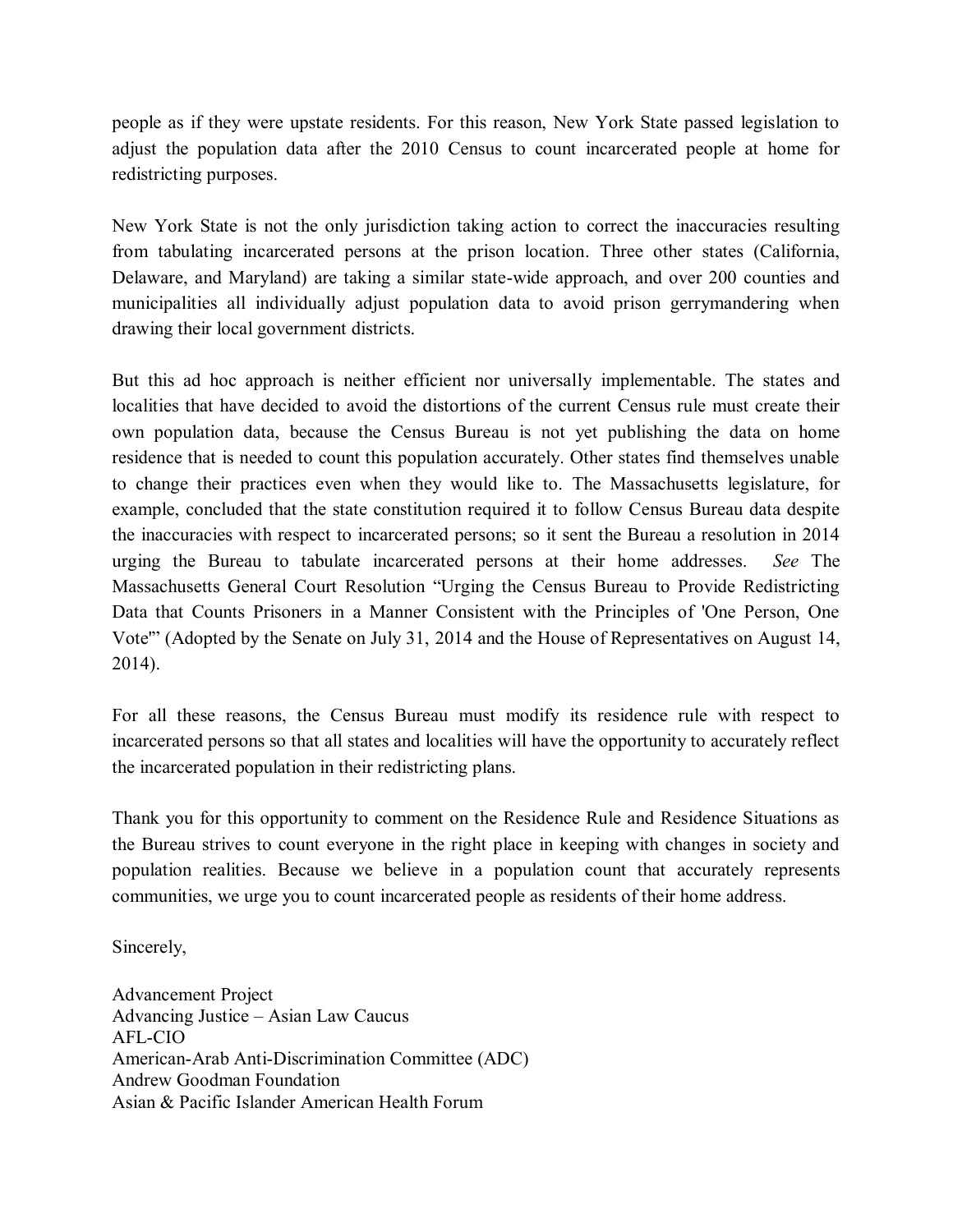people as if they were upstate residents. For this reason, New York State passed legislation to adjust the population data after the 2010 Census to count incarcerated people at home for redistricting purposes.

New York State is not the only jurisdiction taking action to correct the inaccuracies resulting from tabulating incarcerated persons at the prison location. Three other states (California, Delaware, and Maryland) are taking a similar state-wide approach, and over 200 counties and municipalities all individually adjust population data to avoid prison gerrymandering when drawing their local government districts.

But this ad hoc approach is neither efficient nor universally implementable. The states and localities that have decided to avoid the distortions of the current Census rule must create their own population data, because the Census Bureau is not yet publishing the data on home residence that is needed to count this population accurately. Other states find themselves unable to change their practices even when they would like to. The Massachusetts legislature, for example, concluded that the state constitution required it to follow Census Bureau data despite the inaccuracies with respect to incarcerated persons; so it sent the Bureau a resolution in 2014 urging the Bureau to tabulate incarcerated persons at their home addresses. *See* The Massachusetts General Court Resolution "Urging the Census Bureau to Provide Redistricting Data that Counts Prisoners in a Manner Consistent with the Principles of 'One Person, One Vote'" (Adopted by the Senate on July 31, 2014 and the House of Representatives on August 14, 2014).

For all these reasons, the Census Bureau must modify its residence rule with respect to incarcerated persons so that all states and localities will have the opportunity to accurately reflect the incarcerated population in their redistricting plans.

Thank you for this opportunity to comment on the Residence Rule and Residence Situations as the Bureau strives to count everyone in the right place in keeping with changes in society and population realities. Because we believe in a population count that accurately represents communities, we urge you to count incarcerated people as residents of their home address.

Sincerely,

Advancement Project  
Advancing Justice – Asian Law Caucus  
AFL-CIO  
American-Arab Anti-Discrimination Committee (ADC)  
Andrew Goodman Foundation  
Asian & Pacific Islander American Health Forum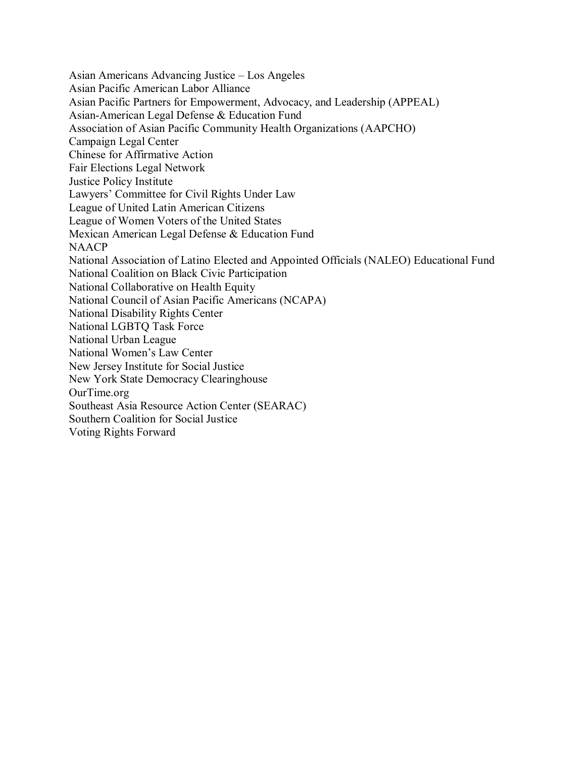Asian Americans Advancing Justice – Los Angeles
Asian Pacific American Labor Alliance
Asian Pacific Partners for Empowerment, Advocacy, and Leadership (APPEAL)
Asian-American Legal Defense & Education Fund
Association of Asian Pacific Community Health Organizations (AAPCHO)
Campaign Legal Center
Chinese for Affirmative Action
Fair Elections Legal Network
Justice Policy Institute
Lawyers' Committee for Civil Rights Under Law
League of United Latin American Citizens
League of Women Voters of the United States
Mexican American Legal Defense & Education Fund
NAACP
National Association of Latino Elected and Appointed Officials (NALEO) Educational Fund
National Coalition on Black Civic Participation
National Collaborative on Health Equity
National Council of Asian Pacific Americans (NCAPA)
National Disability Rights Center
National LGBTQ Task Force
National Urban League
National Women's Law Center
New Jersey Institute for Social Justice
New York State Democracy Clearinghouse
OurTime.org
Southeast Asia Resource Action Center (SEARAC)
Southern Coalition for Social Justice
Voting Rights Forward